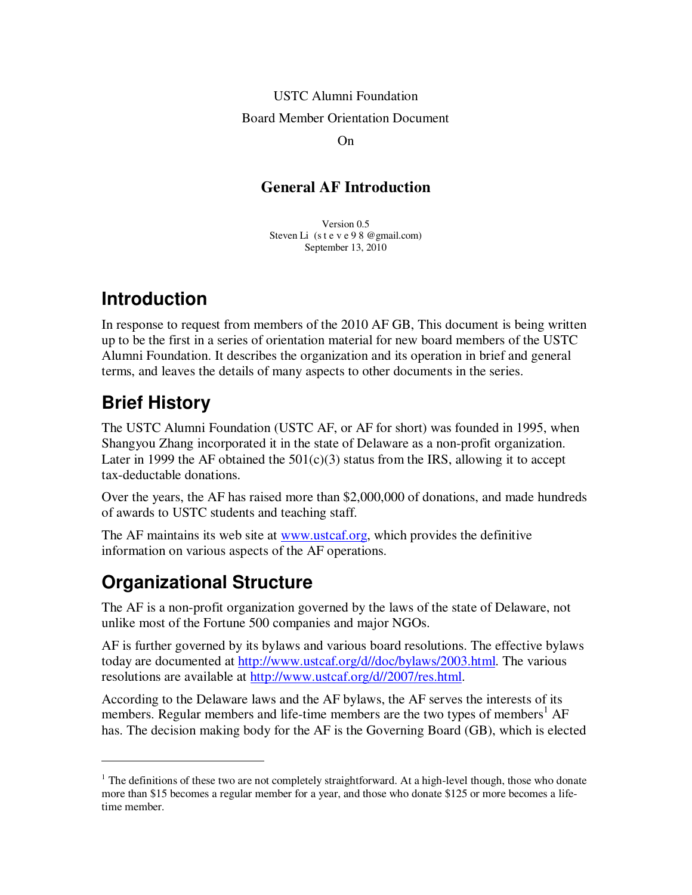USTC Alumni Foundation

Board Member Orientation Document

On

## General AF Introduction

Version 0.5
Steven Li (s t e v e 9 8 @gmail.com)
September 13, 2010

# Introduction

In response to request from members of the 2010 AF GB, This document is being written up to be the first in a series of orientation material for new board members of the USTC Alumni Foundation. It describes the organization and its operation in brief and general terms, and leaves the details of many aspects to other documents in the series.

# Brief History

The USTC Alumni Foundation (USTC AF, or AF for short) was founded in 1995, when Shangyou Zhang incorporated it in the state of Delaware as a non-profit organization. Later in 1999 the AF obtained the 501(c)(3) status from the IRS, allowing it to accept tax-deductable donations.

Over the years, the AF has raised more than $2,000,000 of donations, and made hundreds of awards to USTC students and teaching staff.

The AF maintains its web site at [www.ustcaf.org](http://www.ustcaf.org), which provides the definitive information on various aspects of the AF operations.

# Organizational Structure

The AF is a non-profit organization governed by the laws of the state of Delaware, not unlike most of the Fortune 500 companies and major NGOs.

AF is further governed by its bylaws and various board resolutions. The effective bylaws today are documented at http://www.ustcaf.org/d//doc/bylaws/2003.html. The various resolutions are available at http://www.ustcaf.org/d//2007/res.html.

According to the Delaware laws and the AF bylaws, the AF serves the interests of its members. Regular members and life-time members are the two types of members[1] AF has. The decision making body for the AF is the Governing Board (GB), which is elected

---

[1] The definitions of these two are not completely straightforward. At a high-level though, those who donate more than $15 becomes a regular member for a year, and those who donate $125 or more becomes a life-time member.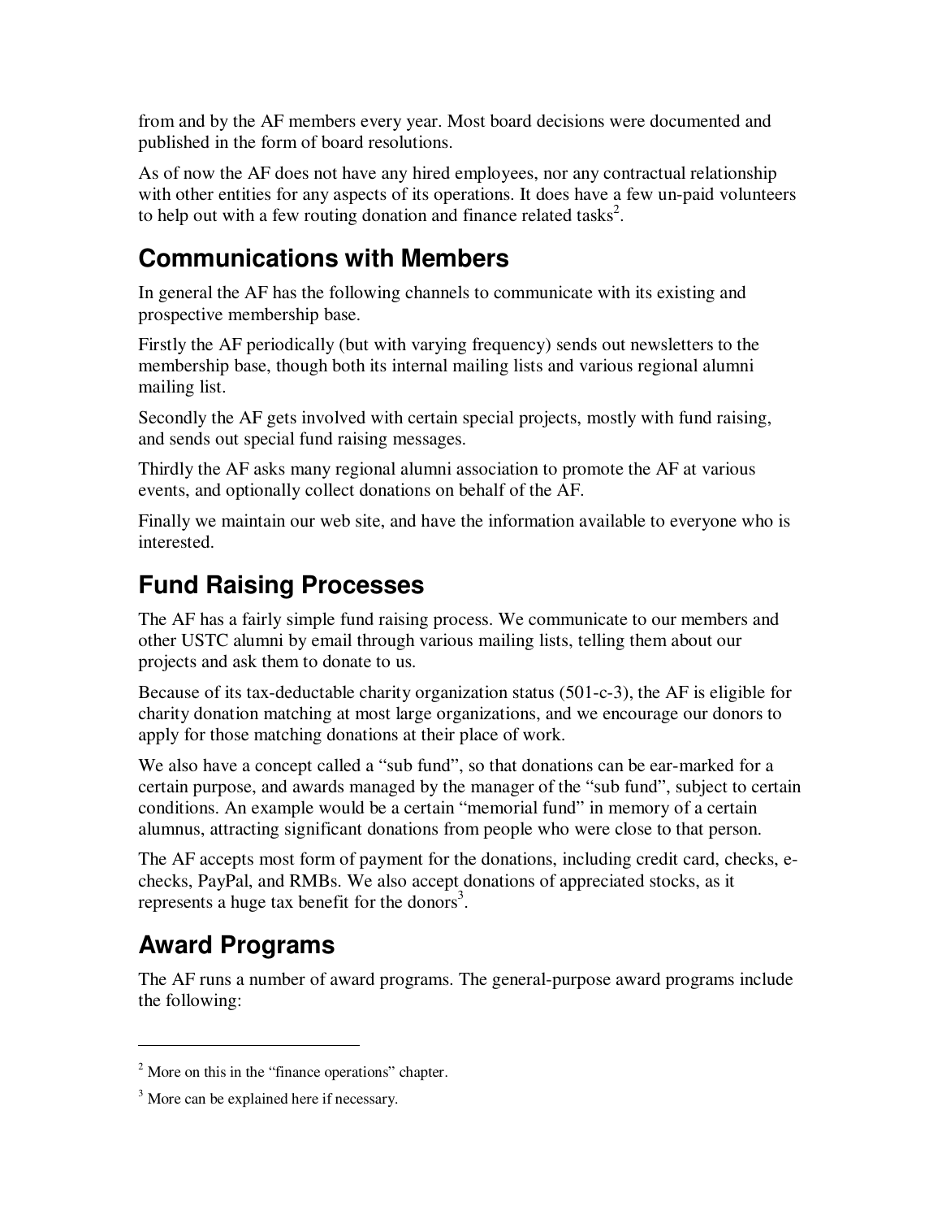from and by the AF members every year. Most board decisions were documented and published in the form of board resolutions.

As of now the AF does not have any hired employees, nor any contractual relationship with other entities for any aspects of its operations. It does have a few un-paid volunteers to help out with a few routing donation and finance related tasks[2].

## Communications with Members

In general the AF has the following channels to communicate with its existing and prospective membership base.

Firstly the AF periodically (but with varying frequency) sends out newsletters to the membership base, though both its internal mailing lists and various regional alumni mailing list.

Secondly the AF gets involved with certain special projects, mostly with fund raising, and sends out special fund raising messages.

Thirdly the AF asks many regional alumni association to promote the AF at various events, and optionally collect donations on behalf of the AF.

Finally we maintain our web site, and have the information available to everyone who is interested.

## Fund Raising Processes

The AF has a fairly simple fund raising process. We communicate to our members and other USTC alumni by email through various mailing lists, telling them about our projects and ask them to donate to us.

Because of its tax-deductable charity organization status (501-c-3), the AF is eligible for charity donation matching at most large organizations, and we encourage our donors to apply for those matching donations at their place of work.

We also have a concept called a "sub fund", so that donations can be ear-marked for a certain purpose, and awards managed by the manager of the "sub fund", subject to certain conditions. An example would be a certain "memorial fund" in memory of a certain alumnus, attracting significant donations from people who were close to that person.

The AF accepts most form of payment for the donations, including credit card, checks, e-checks, PayPal, and RMBs. We also accept donations of appreciated stocks, as it represents a huge tax benefit for the donors[3].

## Award Programs

The AF runs a number of award programs. The general-purpose award programs include the following:

---

[2] More on this in the "finance operations" chapter.

[3] More can be explained here if necessary.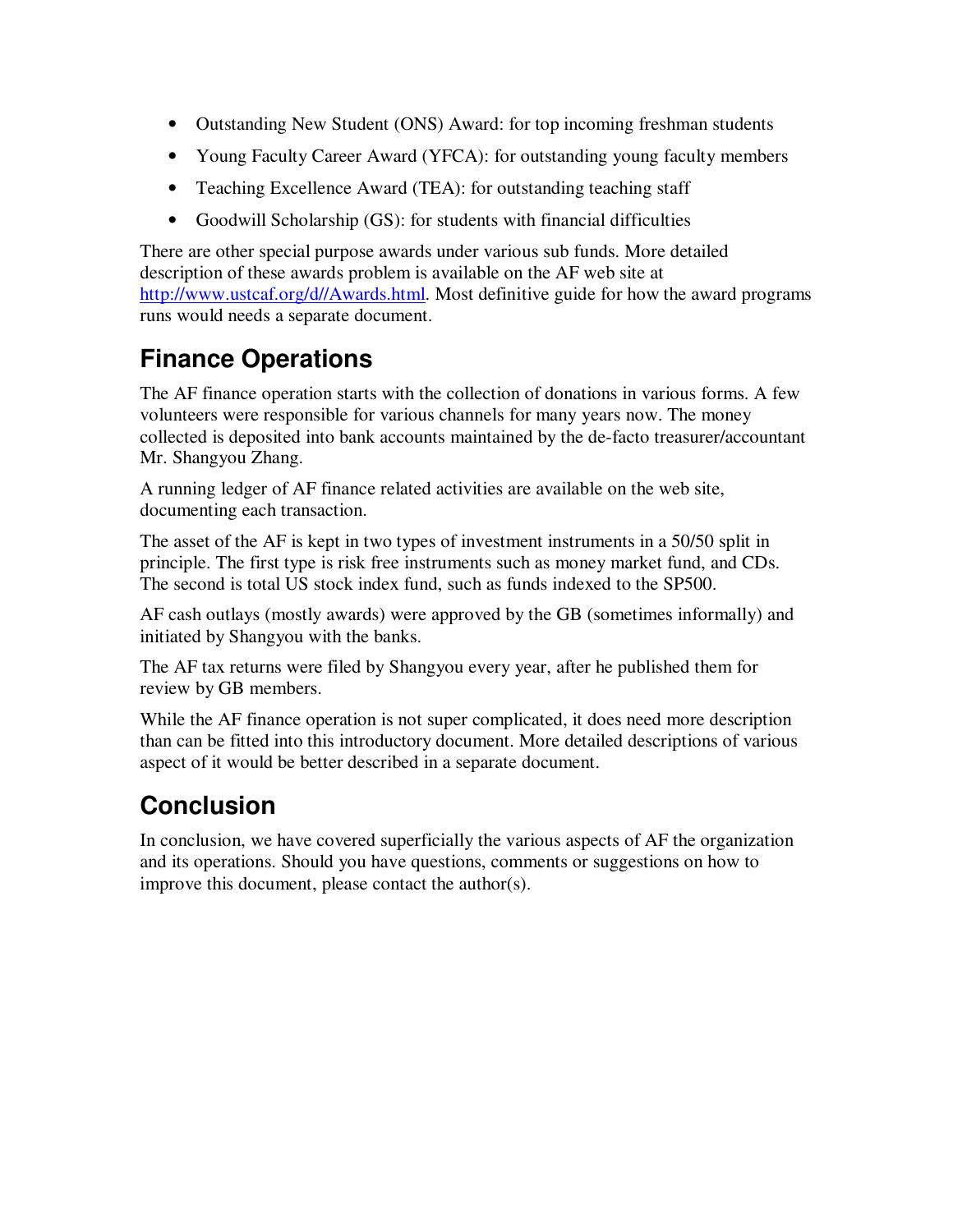- Outstanding New Student (ONS) Award: for top incoming freshman students
- Young Faculty Career Award (YFCA): for outstanding young faculty members
- Teaching Excellence Award (TEA): for outstanding teaching staff
- Goodwill Scholarship (GS): for students with financial difficulties

There are other special purpose awards under various sub funds. More detailed description of these awards problem is available on the AF web site at [http://www.ustcaf.org/d//Awards.html](http://www.ustcaf.org/d//Awards.html). Most definitive guide for how the award programs runs would needs a separate document.

## Finance Operations

The AF finance operation starts with the collection of donations in various forms. A few volunteers were responsible for various channels for many years now. The money collected is deposited into bank accounts maintained by the de-facto treasurer/accountant Mr. Shangyou Zhang.

A running ledger of AF finance related activities are available on the web site, documenting each transaction.

The asset of the AF is kept in two types of investment instruments in a 50/50 split in principle. The first type is risk free instruments such as money market fund, and CDs. The second is total US stock index fund, such as funds indexed to the SP500.

AF cash outlays (mostly awards) were approved by the GB (sometimes informally) and initiated by Shangyou with the banks.

The AF tax returns were filed by Shangyou every year, after he published them for review by GB members.

While the AF finance operation is not super complicated, it does need more description than can be fitted into this introductory document. More detailed descriptions of various aspect of it would be better described in a separate document.

## Conclusion

In conclusion, we have covered superficially the various aspects of AF the organization and its operations. Should you have questions, comments or suggestions on how to improve this document, please contact the author(s).